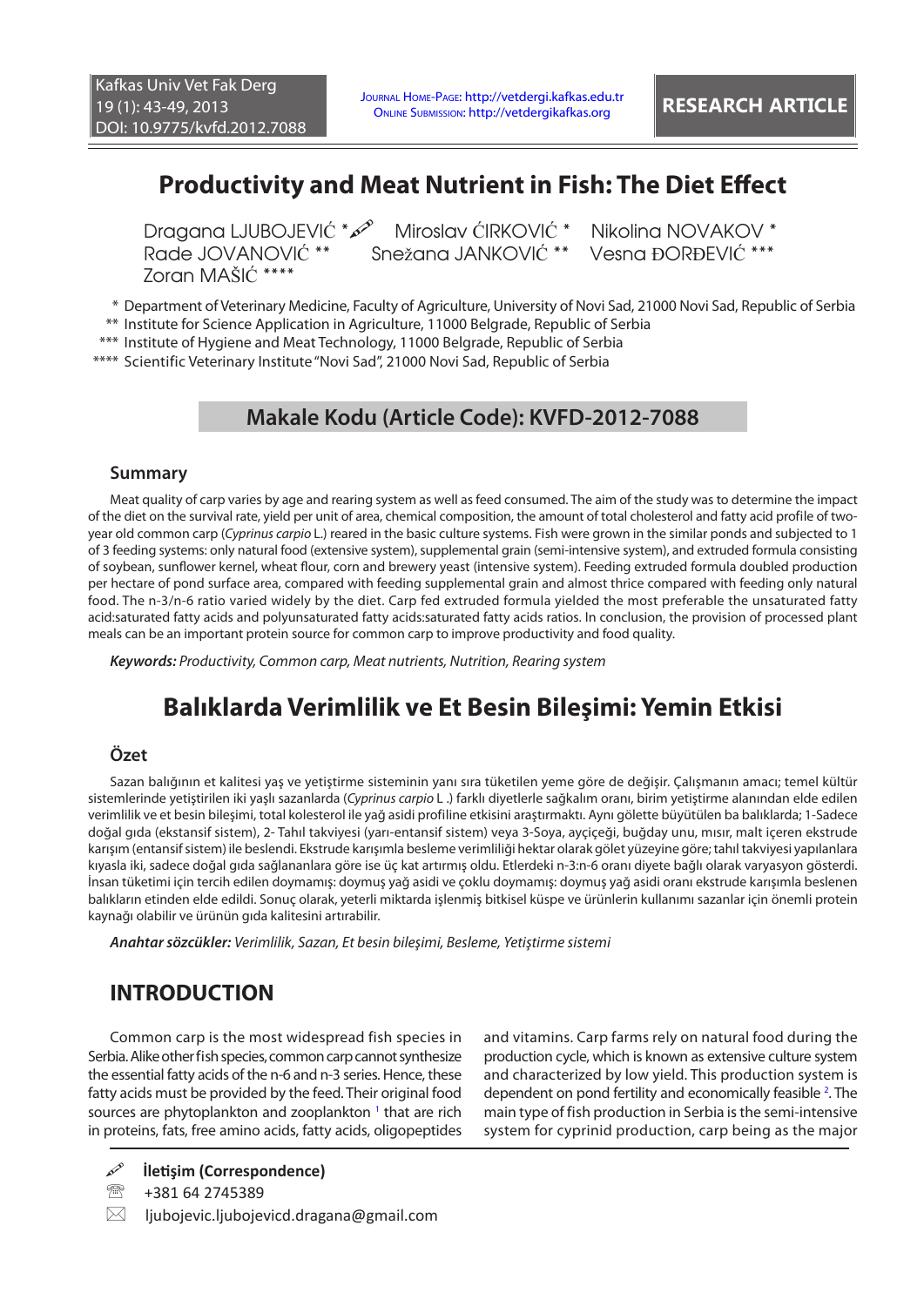RESEARCH ARTICLE

# Productivity and Meat Nutrient in Fish: The Diet Effect

Dragana LJUBOJEVIĆ * Miroslav ĆIRKOVIĆ * Nikolina NOVAKOV * Rade JOVANOVIĆ ** Snežana JANKOVIĆ ** Vesna ĐORĐEVIĆ *** Zoran MAŠIĆ ****

\* Department of Veterinary Medicine, Faculty of Agriculture, University of Novi Sad, 21000 Novi Sad, Republic of Serbia
** Institute for Science Application in Agriculture, 11000 Belgrade, Republic of Serbia
*** Institute of Hygiene and Meat Technology, 11000 Belgrade, Republic of Serbia
**** Scientific Veterinary Institute "Novi Sad", 21000 Novi Sad, Republic of Serbia

**Makale Kodu (Article Code): KVFD-2012-7088**

### Summary

Meat quality of carp varies by age and rearing system as well as feed consumed. The aim of the study was to determine the impact of the diet on the survival rate, yield per unit of area, chemical composition, the amount of total cholesterol and fatty acid profile of two-year old common carp (*Cyprinus carpio* L.) reared in the basic culture systems. Fish were grown in the similar ponds and subjected to 1 of 3 feeding systems: only natural food (extensive system), supplemental grain (semi-intensive system), and extruded formula consisting of soybean, sunflower kernel, wheat flour, corn and brewery yeast (intensive system). Feeding extruded formula doubled production per hectare of pond surface area, compared with feeding supplemental grain and almost thrice compared with feeding only natural food. The n-3/n-6 ratio varied widely by the diet. Carp fed extruded formula yielded the most preferable the unsaturated fatty acid:saturated fatty acids and polyunsaturated fatty acids:saturated fatty acids ratios. In conclusion, the provision of processed plant meals can be an important protein source for common carp to improve productivity and food quality.

***Keywords:*** *Productivity, Common carp, Meat nutrients, Nutrition, Rearing system*

# Balıklarda Verimlilik ve Et Besin Bileşimi: Yemin Etkisi

### Özet

Sazan balığının et kalitesi yaş ve yetiştirme sisteminin yanı sıra tüketilen yeme göre de değişir. Çalışmanın amacı; temel kültür sistemlerinde yetiştirilen iki yaşlı sazanlarda (*Cyprinus carpio* L .) farklı diyetlerle sağkalım oranı, birim yetiştirme alanından elde edilen verimlilik ve et besin bileşimi, total kolesterol ile yağ asidi profiline etkisini araştırmaktı. Aynı gölette büyütülen ba balıklarda; 1-Sadece doğal gıda (ekstansif sistem), 2- Tahıl takviyesi (yarı-entansif sistem) veya 3-Soya, ayçiçeği, buğday unu, mısır, malt içeren ekstrude karışım (entansif sistem) ile beslendi. Ekstrude karışımla besleme verimliliği hektar olarak gölet yüzeyine göre; tahıl takviyesi yapılanlara kıyasla iki, sadece doğal gıda sağlananlara göre ise üç kat artırmış oldu. Etlerdeki n-3:n-6 oranı diyete bağlı olarak varyasyon gösterdi. İnsan tüketimi için tercih edilen doymamış: doymuş yağ asidi ve çoklu doymamış: doymuş yağ asidi oranı ekstrude karışımla beslenen balıkların etinden elde edildi. Sonuç olarak, yeterli miktarda işlenmiş bitkisel küspe ve ürünlerin kullanımı sazanlar için önemli protein kaynağı olabilir ve ürünün gıda kalitesini artırabilir.

***Anahtar sözcükler:*** *Verimlilik, Sazan, Et besin bileşimi, Besleme, Yetiştirme sistemi*

## INTRODUCTION

Common carp is the most widespread fish species in Serbia. Alike other fish species, common carp cannot synthesize the essential fatty acids of the n-6 and n-3 series. Hence, these fatty acids must be provided by the feed. Their original food sources are phytoplankton and zooplankton [1] that are rich in proteins, fats, free amino acids, fatty acids, oligopeptides and vitamins. Carp farms rely on natural food during the production cycle, which is known as extensive culture system and characterized by low yield. This production system is dependent on pond fertility and economically feasible [2]. The main type of fish production in Serbia is the semi-intensive system for cyprinid production, carp being as the major

**İletişim (Correspondence)**

+381 64 2745389

ljubojevic.ljubojevicd.dragana@gmail.com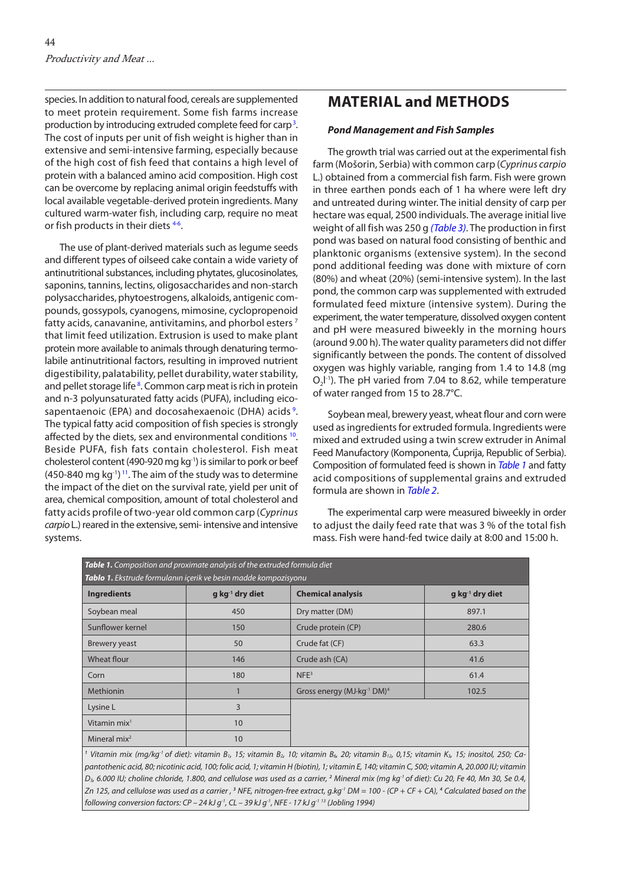species. In addition to natural food, cereals are supplemented to meet protein requirement. Some fish farms increase production by introducing extruded complete feed for carp [3]. The cost of inputs per unit of fish weight is higher than in extensive and semi-intensive farming, especially because of the high cost of fish feed that contains a high level of protein with a balanced amino acid composition. High cost can be overcome by replacing animal origin feedstuffs with local available vegetable-derived protein ingredients. Many cultured warm-water fish, including carp, require no meat or fish products in their diets [4-6].

The use of plant-derived materials such as legume seeds and different types of oilseed cake contain a wide variety of antinutritional substances, including phytates, glucosinolates, saponins, tannins, lectins, oligosaccharides and non-starch polysaccharides, phytoestrogens, alkaloids, antigenic compounds, gossypols, cyanogens, mimosine, cyclopropenoid fatty acids, canavanine, antivitamins, and phorbol esters [7] that limit feed utilization. Extrusion is used to make plant protein more available to animals through denaturing termolabile antinutritional factors, resulting in improved nutrient digestibility, palatability, pellet durability, water stability, and pellet storage life [8]. Common carp meat is rich in protein and n-3 polyunsaturated fatty acids (PUFA), including eicosapentaenoic (EPA) and docosahexaenoic (DHA) acids [9]. The typical fatty acid composition of fish species is strongly affected by the diets, sex and environmental conditions [10]. Beside PUFA, fish fats contain cholesterol. Fish meat cholesterol content (490-920 mg kg$^{-1}$) is similar to pork or beef (450-840 mg kg$^{-1}$) [11]. The aim of the study was to determine the impact of the diet on the survival rate, yield per unit of area, chemical composition, amount of total cholesterol and fatty acids profile of two-year old common carp (*Cyprinus carpio* L.) reared in the extensive, semi- intensive and intensive systems.

## MATERIAL and METHODS

### *Pond Management and Fish Samples*

The growth trial was carried out at the experimental fish farm (Mošorin, Serbia) with common carp (*Cyprinus carpio* L.) obtained from a commercial fish farm. Fish were grown in three earthen ponds each of 1 ha where were left dry and untreated during winter. The initial density of carp per hectare was equal, 2500 individuals. The average initial live weight of all fish was 250 g (Table 3). The production in first pond was based on natural food consisting of benthic and planktonic organisms (extensive system). In the second pond additional feeding was done with mixture of corn (80%) and wheat (20%) (semi-intensive system). In the last pond, the common carp was supplemented with extruded formulated feed mixture (intensive system). During the experiment, the water temperature, dissolved oxygen content and pH were measured biweekly in the morning hours (around 9.00 h). The water quality parameters did not differ significantly between the ponds. The content of dissolved oxygen was highly variable, ranging from 1.4 to 14.8 (mg $O_2 l^{-1}$). The pH varied from 7.04 to 8.62, while temperature of water ranged from 15 to 28.7°C.

Soybean meal, brewery yeast, wheat flour and corn were used as ingredients for extruded formula. Ingredients were mixed and extruded using a twin screw extruder in Animal Feed Manufactory (Komponenta, Ćuprija, Republic of Serbia). Composition of formulated feed is shown in Table 1 and fatty acid compositions of supplemental grains and extruded formula are shown in Table 2.

The experimental carp were measured biweekly in order to adjust the daily feed rate that was 3 % of the total fish mass. Fish were hand-fed twice daily at 8:00 and 15:00 h.

**Table 1.** *Composition and proximate analysis of the extruded formula diet*
**Tablo 1.** *Ekstrude formulanın içerik ve besin madde kompozisyonu*

| Ingredients | g kg$^{-1}$ dry diet | Chemical analysis | g kg$^{-1}$ dry diet |
|---|---|---|---|
| Soybean meal | 450 | Dry matter (DM) | 897.1 |
| Sunflower kernel | 150 | Crude protein (CP) | 280.6 |
| Brewery yeast | 50 | Crude fat (CF) | 63.3 |
| Wheat flour | 146 | Crude ash (CA) | 41.6 |
| Corn | 180 | NFE[3] | 61.4 |
| Methionin | 1 | Gross energy (MJ·kg$^{-1}$ DM)[4] | 102.5 |
| Lysine L | 3 | | |
| Vitamin mix[1] | 10 | | |
| Mineral mix[2] | 10 | | |

*[1] Vitamin mix (mg/kg$^{-1}$ of diet): vitamin $B_1$, 15; vitamin $B_2$, 10; vitamin $B_6$, 20; vitamin $B_{12}$, 0,15; vitamin $K_3$, 15; inositol, 250; Ca-pantothenic acid, 80; nicotinic acid, 100; folic acid, 1; vitamin H (biotin), 1; vitamin E, 140; vitamin C, 500; vitamin A, 20.000 IU; vitamin $D_3$, 6.000 IU; choline chloride, 1.800, and cellulose was used as a carrier, [2] Mineral mix (mg kg$^{-1}$ of diet): Cu 20, Fe 40, Mn 30, Se 0.4, Zn 125, and cellulose was used as a carrier , [3] NFE, nitrogen-free extract, g.kg$^{-1}$ DM = 100 - (CP + CF + CA), [4] Calculated based on the following conversion factors: CP – 24 kJ g$^{-1}$, CL – 39 kJ g$^{-1}$, NFE - 17 kJ g$^{-1}$ [13] (Jobling 1994)*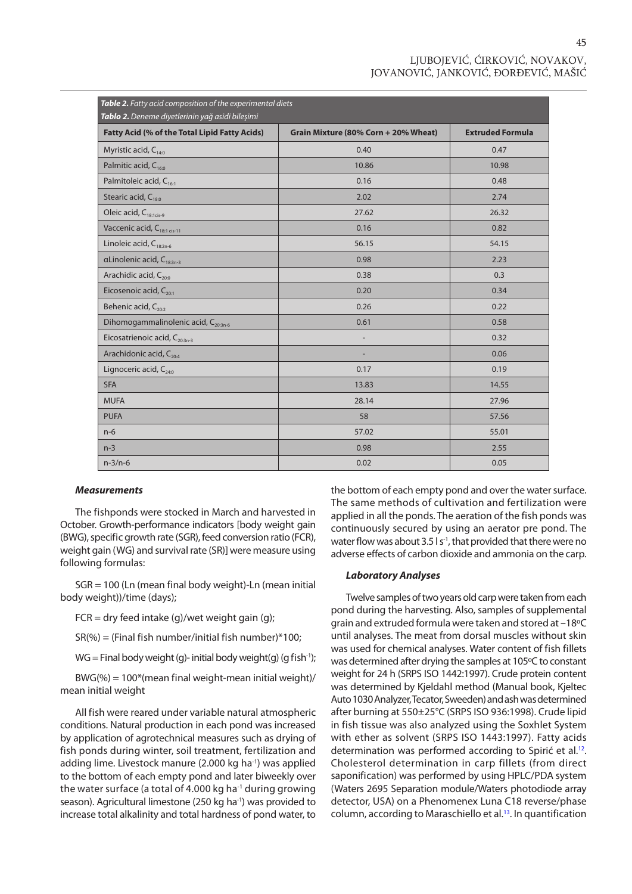**Table 2.** *Fatty acid composition of the experimental diets*

**Tablo 2.** *Deneme diyetlerinin yağ asidi bileşimi*

| Fatty Acid (% of the Total Lipid Fatty Acids) | Grain Mixture (80% Corn + 20% Wheat) | Extruded Formula |
|---|---|---|
| Myristic acid, $C_{14:0}$ | 0.40 | 0.47 |
| Palmitic acid, $C_{16:0}$ | 10.86 | 10.98 |
| Palmitoleic acid, $C_{16:1}$ | 0.16 | 0.48 |
| Stearic acid, $C_{18:0}$ | 2.02 | 2.74 |
| Oleic acid, $C_{18:1cis-9}$ | 27.62 | 26.32 |
| Vaccenic acid, $C_{18:1\ cis-11}$ | 0.16 | 0.82 |
| Linoleic acid, $C_{18:2n-6}$ | 56.15 | 54.15 |
| αLinolenic acid, $C_{18:3n-3}$ | 0.98 | 2.23 |
| Arachidic acid, $C_{20:0}$ | 0.38 | 0.3 |
| Eicosenoic acid, $C_{20:1}$ | 0.20 | 0.34 |
| Behenic acid, $C_{20:2}$ | 0.26 | 0.22 |
| Dihomogammalinolenic acid, $C_{20:3n-6}$ | 0.61 | 0.58 |
| Eicosatrienoic acid, $C_{20:3n-3}$ | - | 0.32 |
| Arachidonic acid, $C_{20:4}$ | - | 0.06 |
| Lignoceric acid, $C_{24:0}$ | 0.17 | 0.19 |
| SFA | 13.83 | 14.55 |
| MUFA | 28.14 | 27.96 |
| PUFA | 58 | 57.56 |
| n-6 | 57.02 | 55.01 |
| n-3 | 0.98 | 2.55 |
| n-3/n-6 | 0.02 | 0.05 |

### *Measurements*

The fishponds were stocked in March and harvested in October. Growth-performance indicators [body weight gain (BWG), specific growth rate (SGR), feed conversion ratio (FCR), weight gain (WG) and survival rate (SR)] were measure using following formulas:

SGR = 100 (Ln (mean final body weight)-Ln (mean initial body weight))/time (days);

FCR = dry feed intake (g)/wet weight gain (g);

SR(%) = (Final fish number/initial fish number)*100;

WG = Final body weight (g)- initial body weight(g) (g fish$^{-1}$);

BWG(%) = 100*(mean final weight-mean initial weight)/ mean initial weight

All fish were reared under variable natural atmospheric conditions. Natural production in each pond was increased by application of agrotechnical measures such as drying of fish ponds during winter, soil treatment, fertilization and adding lime. Livestock manure (2.000 kg ha$^{-1}$) was applied to the bottom of each empty pond and later biweekly over the water surface (a total of 4.000 kg ha$^{-1}$ during growing season). Agricultural limestone (250 kg ha$^{-1}$) was provided to increase total alkalinity and total hardness of pond water, to the bottom of each empty pond and over the water surface. The same methods of cultivation and fertilization were applied in all the ponds. The aeration of the fish ponds was continuously secured by using an aerator pre pond. The water flow was about 3.5 l s$^{-1}$, that provided that there were no adverse effects of carbon dioxide and ammonia on the carp.

### *Laboratory Analyses*

Twelve samples of two years old carp were taken from each pond during the harvesting. Also, samples of supplemental grain and extruded formula were taken and stored at –18ºC until analyses. The meat from dorsal muscles without skin was used for chemical analyses. Water content of fish fillets was determined after drying the samples at 105ºC to constant weight for 24 h (SRPS ISO 1442:1997). Crude protein content was determined by Kjeldahl method (Manual book, Kjeltec Auto 1030 Analyzer, Tecator, Sweeden) and ash was determined after burning at 550±25°C (SRPS ISO 936:1998). Crude lipid in fish tissue was also analyzed using the Soxhlet System with ether as solvent (SRPS ISO 1443:1997). Fatty acids determination was performed according to Spirić et al.[12]. Cholesterol determination in carp fillets (from direct saponification) was performed by using HPLC/PDA system (Waters 2695 Separation module/Waters photodiode array detector, USA) on a Phenomenex Luna C18 reverse/phase column, according to Maraschiello et al.[13]. In quantification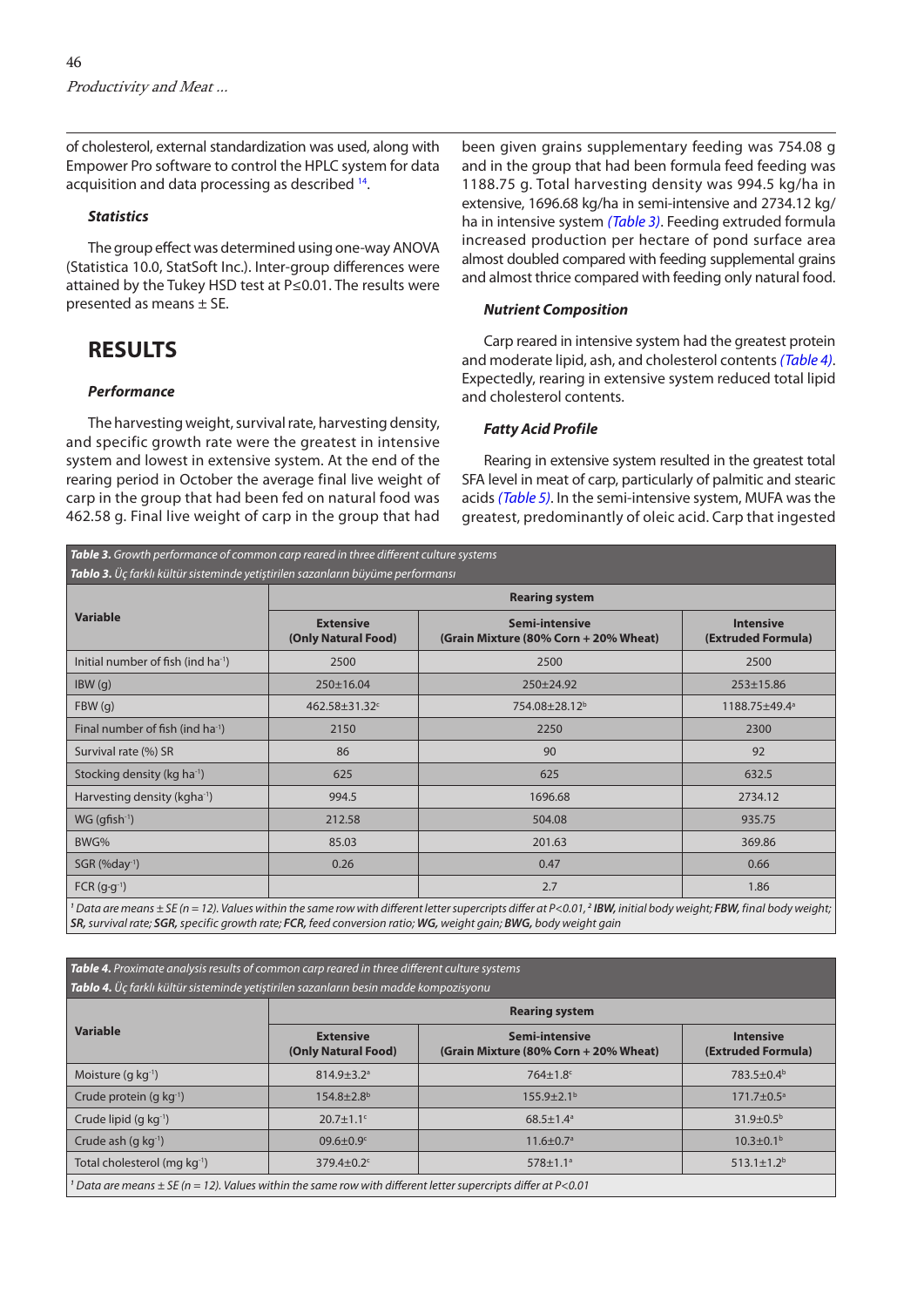of cholesterol, external standardization was used, along with Empower Pro software to control the HPLC system for data acquisition and data processing as described [14].

### Statistics

The group effect was determined using one-way ANOVA (Statistica 10.0, StatSoft Inc.). Inter-group differences were attained by the Tukey HSD test at P≤0.01. The results were presented as means ± SE.

## RESULTS

### Performance

The harvesting weight, survival rate, harvesting density, and specific growth rate were the greatest in intensive system and lowest in extensive system. At the end of the rearing period in October the average final live weight of carp in the group that had been fed on natural food was 462.58 g. Final live weight of carp in the group that had been given grains supplementary feeding was 754.08 g and in the group that had been formula feed feeding was 1188.75 g. Total harvesting density was 994.5 kg/ha in extensive, 1696.68 kg/ha in semi-intensive and 2734.12 kg/ha in intensive system *(Table 3)*. Feeding extruded formula increased production per hectare of pond surface area almost doubled compared with feeding supplemental grains and almost thrice compared with feeding only natural food.

### Nutrient Composition

Carp reared in intensive system had the greatest protein and moderate lipid, ash, and cholesterol contents *(Table 4)*. Expectedly, rearing in extensive system reduced total lipid and cholesterol contents.

### Fatty Acid Profile

Rearing in extensive system resulted in the greatest total SFA level in meat of carp, particularly of palmitic and stearic acids *(Table 5)*. In the semi-intensive system, MUFA was the greatest, predominantly of oleic acid. Carp that ingested

**Table 3.** *Growth performance of common carp reared in three different culture systems*
**Tablo 3.** *Üç farklı kültür sisteminde yetiştirilen sazanların büyüme performansı*

| Variable | Rearing system | | |
|---|---|---|---|
| | Extensive (Only Natural Food) | Semi-intensive (Grain Mixture (80% Corn + 20% Wheat) | Intensive (Extruded Formula) |
| Initial number of fish (ind $ha^{-1}$) | 2500 | 2500 | 2500 |
| IBW (g) | 250±16.04 | 250±24.92 | 253±15.86 |
| FBW (g) | 462.58±31.32$^{c}$ | 754.08±28.12$^{b}$ | 1188.75±49.4$^{a}$ |
| Final number of fish (ind $ha^{-1}$) | 2150 | 2250 | 2300 |
| Survival rate (%) SR | 86 | 90 | 92 |
| Stocking density (kg $ha^{-1}$) | 625 | 625 | 632.5 |
| Harvesting density (kg$ha^{-1}$) | 994.5 | 1696.68 | 2734.12 |
| WG (g$fish^{-1}$) | 212.58 | 504.08 | 935.75 |
| BWG% | 85.03 | 201.63 | 369.86 |
| SGR (%$day^{-1}$) | 0.26 | 0.47 | 0.66 |
| FCR ($g \cdot g^{-1}$) | | 2.7 | 1.86 |

[1] *Data are means ± SE (n = 12). Values within the same row with different letter supercripts differ at P<0.01,* [2] ***IBW,** initial body weight;* ***FBW,** final body weight;* ***SR,** survival rate;* ***SGR,** specific growth rate;* ***FCR,** feed conversion ratio;* ***WG,** weight gain;* ***BWG,** body weight gain*

**Table 4.** *Proximate analysis results of common carp reared in three different culture systems*
**Tablo 4.** *Üç farklı kültür sisteminde yetiştirilen sazanların besin madde kompozisyonu*

| Variable | Rearing system | | |
|---|---|---|---|
| | Extensive (Only Natural Food) | Semi-intensive (Grain Mixture (80% Corn + 20% Wheat) | Intensive (Extruded Formula) |
| Moisture (g $kg^{-1}$) | 814.9±3.2$^{a}$ | 764±1.8$^{c}$ | 783.5±0.4$^{b}$ |
| Crude protein (g $kg^{-1}$) | 154.8±2.8$^{b}$ | 155.9±2.1$^{b}$ | 171.7±0.5$^{a}$ |
| Crude lipid (g $kg^{-1}$) | 20.7±1.1$^{c}$ | 68.5±1.4$^{a}$ | 31.9±0.5$^{b}$ |
| Crude ash (g $kg^{-1}$) | 09.6±0.9$^{c}$ | 11.6±0.7$^{a}$ | 10.3±0.1$^{b}$ |
| Total cholesterol (mg $kg^{-1}$) | 379.4±0.2$^{c}$ | 578±1.1$^{a}$ | 513.1±1.2$^{b}$ |

[1] *Data are means ± SE (n = 12). Values within the same row with different letter supercripts differ at P<0.01*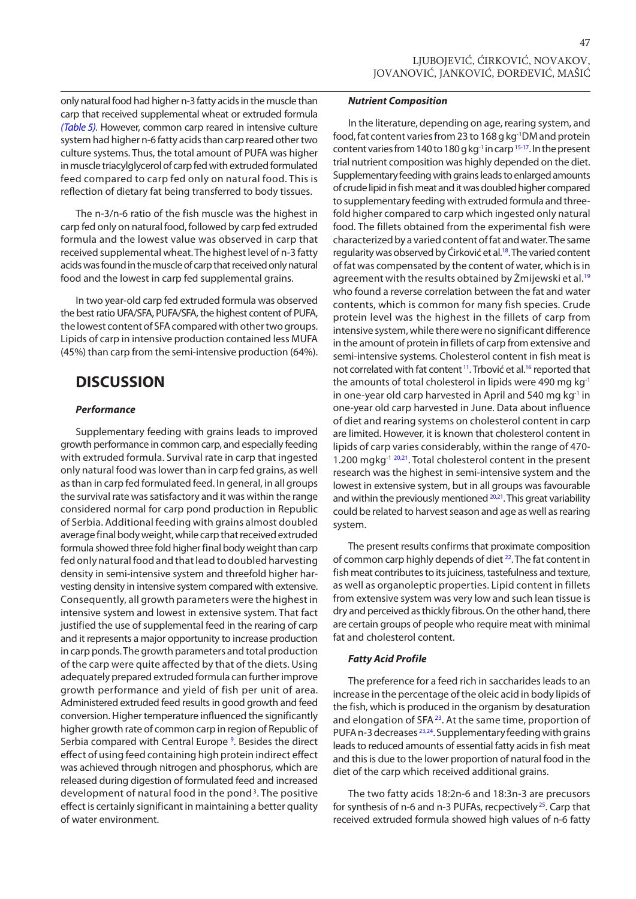only natural food had higher n-3 fatty acids in the muscle than carp that received supplemental wheat or extruded formula *(Table 5)*. However, common carp reared in intensive culture system had higher n-6 fatty acids than carp reared other two culture systems. Thus, the total amount of PUFA was higher in muscle triacylglycerol of carp fed with extruded formulated feed compared to carp fed only on natural food. This is reflection of dietary fat being transferred to body tissues.

The n-3/n-6 ratio of the fish muscle was the highest in carp fed only on natural food, followed by carp fed extruded formula and the lowest value was observed in carp that received supplemental wheat. The highest level of n-3 fatty acids was found in the muscle of carp that received only natural food and the lowest in carp fed supplemental grains.

In two year-old carp fed extruded formula was observed the best ratio UFA/SFA, PUFA/SFA, the highest content of PUFA, the lowest content of SFA compared with other two groups. Lipids of carp in intensive production contained less MUFA (45%) than carp from the semi-intensive production (64%).

## DISCUSSION

### *Performance*

Supplementary feeding with grains leads to improved growth performance in common carp, and especially feeding with extruded formula. Survival rate in carp that ingested only natural food was lower than in carp fed grains, as well as than in carp fed formulated feed. In general, in all groups the survival rate was satisfactory and it was within the range considered normal for carp pond production in Republic of Serbia. Additional feeding with grains almost doubled average final body weight, while carp that received extruded formula showed three fold higher final body weight than carp fed only natural food and that lead to doubled harvesting density in semi-intensive system and threefold higher harvesting density in intensive system compared with extensive. Consequently, all growth parameters were the highest in intensive system and lowest in extensive system. That fact justified the use of supplemental feed in the rearing of carp and it represents a major opportunity to increase production in carp ponds. The growth parameters and total production of the carp were quite affected by that of the diets. Using adequately prepared extruded formula can further improve growth performance and yield of fish per unit of area. Administered extruded feed results in good growth and feed conversion. Higher temperature influenced the significantly higher growth rate of common carp in region of Republic of Serbia compared with Central Europe [9]. Besides the direct effect of using feed containing high protein indirect effect was achieved through nitrogen and phosphorus, which are released during digestion of formulated feed and increased development of natural food in the pond [3]. The positive effect is certainly significant in maintaining a better quality of water environment.

### *Nutrient Composition*

In the literature, depending on age, rearing system, and food, fat content varies from 23 to 168 g kg$^{-1}$DM and protein content varies from 140 to 180 g kg$^{-1}$ in carp [15-17]. In the present trial nutrient composition was highly depended on the diet. Supplementary feeding with grains leads to enlarged amounts of crude lipid in fish meat and it was doubled higher compared to supplementary feeding with extruded formula and three-fold higher compared to carp which ingested only natural food. The fillets obtained from the experimental fish were characterized by a varied content of fat and water. The same regularity was observed by Ćirković et al.[18]. The varied content of fat was compensated by the content of water, which is in agreement with the results obtained by Żmijewski et al.[19] who found a reverse correlation between the fat and water contents, which is common for many fish species. Crude protein level was the highest in the fillets of carp from intensive system, while there were no significant difference in the amount of protein in fillets of carp from extensive and semi-intensive systems. Cholesterol content in fish meat is not correlated with fat content [11]. Trbović et al.[16] reported that the amounts of total cholesterol in lipids were 490 mg kg$^{-1}$ in one-year old carp harvested in April and 540 mg kg$^{-1}$ in one-year old carp harvested in June. Data about influence of diet and rearing systems on cholesterol content in carp are limited. However, it is known that cholesterol content in lipids of carp varies considerably, within the range of 470-1.200 mgkg$^{-1}$ [20,21]. Total cholesterol content in the present research was the highest in semi-intensive system and the lowest in extensive system, but in all groups was favourable and within the previously mentioned [20,21]. This great variability could be related to harvest season and age as well as rearing system.

The present results confirms that proximate composition of common carp highly depends of diet [22]. The fat content in fish meat contributes to its juiciness, tastefulness and texture, as well as organoleptic properties. Lipid content in fillets from extensive system was very low and such lean tissue is dry and perceived as thickly fibrous. On the other hand, there are certain groups of people who require meat with minimal fat and cholesterol content.

### *Fatty Acid Profile*

The preference for a feed rich in saccharides leads to an increase in the percentage of the oleic acid in body lipids of the fish, which is produced in the organism by desaturation and elongation of SFA [23]. At the same time, proportion of PUFA n-3 decreases [23,24]. Supplementary feeding with grains leads to reduced amounts of essential fatty acids in fish meat and this is due to the lower proportion of natural food in the diet of the carp which received additional grains.

The two fatty acids 18:2n-6 and 18:3n-3 are precusors for synthesis of n-6 and n-3 PUFAs, recpectively [25]. Carp that received extruded formula showed high values of n-6 fatty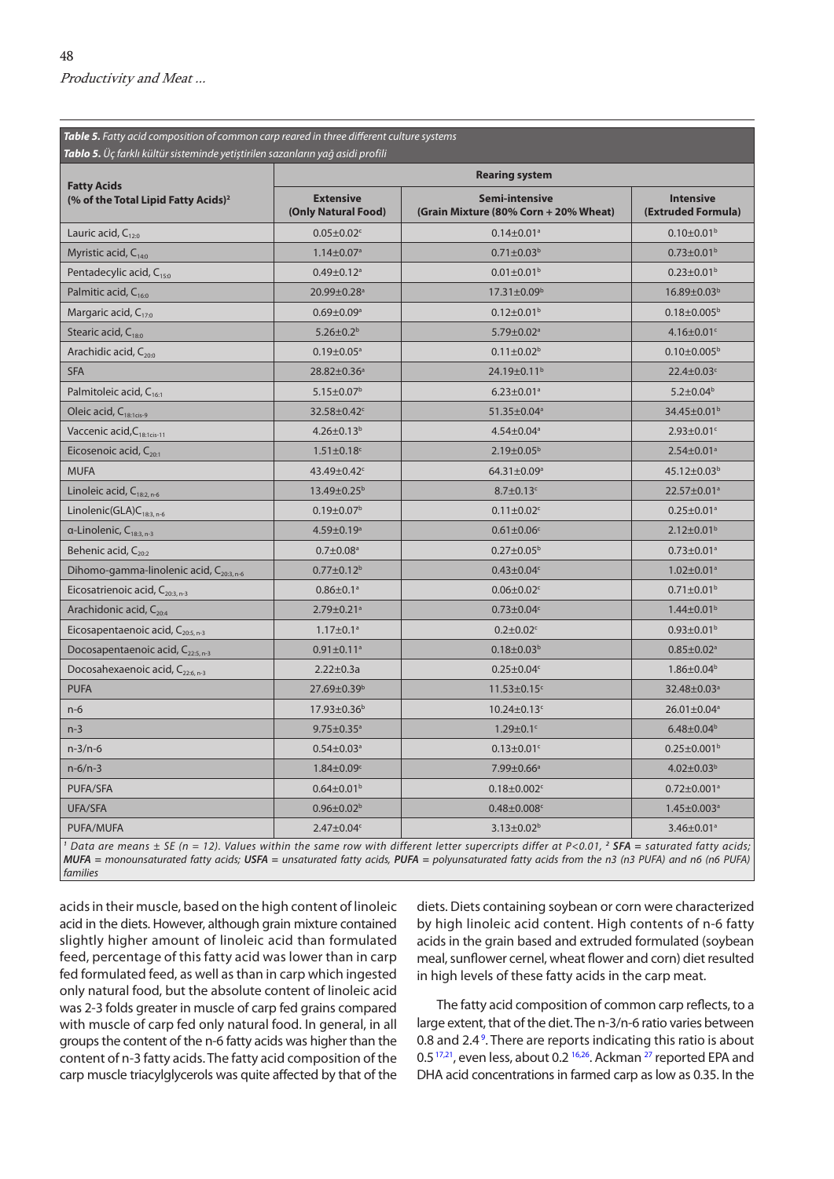**Table 5.** *Fatty acid composition of common carp reared in three different culture systems*

**Tablo 5.** *Üç farklı kültür sisteminde yetiştirilen sazanların yağ asidi profili*

| Fatty Acids (% of the Total Lipid Fatty Acids)[2] | Rearing system | | |
|---|---|---|---|
| | Extensive (Only Natural Food) | Semi-intensive (Grain Mixture (80% Corn + 20% Wheat) | Intensive (Extruded Formula) |
| Lauric acid, $C_{12:0}$ | $0.05 \pm 0.02^{c}$ | $0.14 \pm 0.01^{a}$ | $0.10 \pm 0.01^{b}$ |
| Myristic acid, $C_{14:0}$ | $1.14 \pm 0.07^{a}$ | $0.71 \pm 0.03^{b}$ | $0.73 \pm 0.01^{b}$ |
| Pentadecylic acid, $C_{15:0}$ | $0.49 \pm 0.12^{a}$ | $0.01 \pm 0.01^{b}$ | $0.23 \pm 0.01^{b}$ |
| Palmitic acid, $C_{16:0}$ | $20.99 \pm 0.28^{a}$ | $17.31 \pm 0.09^{b}$ | $16.89 \pm 0.03^{b}$ |
| Margaric acid, $C_{17:0}$ | $0.69 \pm 0.09^{a}$ | $0.12 \pm 0.01^{b}$ | $0.18 \pm 0.005^{b}$ |
| Stearic acid, $C_{18:0}$ | $5.26 \pm 0.2^{b}$ | $5.79 \pm 0.02^{a}$ | $4.16 \pm 0.01^{c}$ |
| Arachidic acid, $C_{20:0}$ | $0.19 \pm 0.05^{a}$ | $0.11 \pm 0.02^{b}$ | $0.10 \pm 0.005^{b}$ |
| SFA | $28.82 \pm 0.36^{a}$ | $24.19 \pm 0.11^{b}$ | $22.4 \pm 0.03^{c}$ |
| Palmitoleic acid, $C_{16:1}$ | $5.15 \pm 0.07^{b}$ | $6.23 \pm 0.01^{a}$ | $5.2 \pm 0.04^{b}$ |
| Oleic acid, $C_{18:1cis\text{-}9}$ | $32.58 \pm 0.42^{c}$ | $51.35 \pm 0.04^{a}$ | $34.45 \pm 0.01^{b}$ |
| Vaccenic acid, $C_{18:1cis\text{-}11}$ | $4.26 \pm 0.13^{b}$ | $4.54 \pm 0.04^{a}$ | $2.93 \pm 0.01^{c}$ |
| Eicosenoic acid, $C_{20:1}$ | $1.51 \pm 0.18^{c}$ | $2.19 \pm 0.05^{b}$ | $2.54 \pm 0.01^{a}$ |
| MUFA | $43.49 \pm 0.42^{c}$ | $64.31 \pm 0.09^{a}$ | $45.12 \pm 0.03^{b}$ |
| Linoleic acid, $C_{18:2,\ n\text{-}6}$ | $13.49 \pm 0.25^{b}$ | $8.7 \pm 0.13^{c}$ | $22.57 \pm 0.01^{a}$ |
| Linolenic(GLA) $C_{18:3,\ n\text{-}6}$ | $0.19 \pm 0.07^{b}$ | $0.11 \pm 0.02^{c}$ | $0.25 \pm 0.01^{a}$ |
| α-Linolenic, $C_{18:3,\ n\text{-}3}$ | $4.59 \pm 0.19^{a}$ | $0.61 \pm 0.06^{c}$ | $2.12 \pm 0.01^{b}$ |
| Behenic acid, $C_{20:2}$ | $0.7 \pm 0.08^{a}$ | $0.27 \pm 0.05^{b}$ | $0.73 \pm 0.01^{a}$ |
| Dihomo-gamma-linolenic acid, $C_{20:3,\ n\text{-}6}$ | $0.77 \pm 0.12^{b}$ | $0.43 \pm 0.04^{c}$ | $1.02 \pm 0.01^{a}$ |
| Eicosatrienoic acid, $C_{20:3,\ n\text{-}3}$ | $0.86 \pm 0.1^{a}$ | $0.06 \pm 0.02^{c}$ | $0.71 \pm 0.01^{b}$ |
| Arachidonic acid, $C_{20:4}$ | $2.79 \pm 0.21^{a}$ | $0.73 \pm 0.04^{c}$ | $1.44 \pm 0.01^{b}$ |
| Eicosapentaenoic acid, $C_{20:5,\ n\text{-}3}$ | $1.17 \pm 0.1^{a}$ | $0.2 \pm 0.02^{c}$ | $0.93 \pm 0.01^{b}$ |
| Docosapentaenoic acid, $C_{22:5,\ n\text{-}3}$ | $0.91 \pm 0.11^{a}$ | $0.18 \pm 0.03^{b}$ | $0.85 \pm 0.02^{a}$ |
| Docosahexaenoic acid, $C_{22:6,\ n\text{-}3}$ | $2.22 \pm 0.3a$ | $0.25 \pm 0.04^{c}$ | $1.86 \pm 0.04^{b}$ |
| PUFA | $27.69 \pm 0.39^{b}$ | $11.53 \pm 0.15^{c}$ | $32.48 \pm 0.03^{a}$ |
| n-6 | $17.93 \pm 0.36^{b}$ | $10.24 \pm 0.13^{c}$ | $26.01 \pm 0.04^{a}$ |
| n-3 | $9.75 \pm 0.35^{a}$ | $1.29 \pm 0.1^{c}$ | $6.48 \pm 0.04^{b}$ |
| n-3/n-6 | $0.54 \pm 0.03^{a}$ | $0.13 \pm 0.01^{c}$ | $0.25 \pm 0.001^{b}$ |
| n-6/n-3 | $1.84 \pm 0.09^{c}$ | $7.99 \pm 0.66^{a}$ | $4.02 \pm 0.03^{b}$ |
| PUFA/SFA | $0.64 \pm 0.01^{b}$ | $0.18 \pm 0.002^{c}$ | $0.72 \pm 0.001^{a}$ |
| UFA/SFA | $0.96 \pm 0.02^{b}$ | $0.48 \pm 0.008^{c}$ | $1.45 \pm 0.003^{a}$ |
| PUFA/MUFA | $2.47 \pm 0.04^{c}$ | $3.13 \pm 0.02^{b}$ | $3.46 \pm 0.01^{a}$ |

[1] *Data are means ± SE (n = 12). Values within the same row with different letter supercripts differ at P<0.01,* [2] ***SFA** = saturated fatty acids;* ***MUFA** = monounsaturated fatty acids;* ***USFA** = unsaturated fatty acids,* ***PUFA** = polyunsaturated fatty acids from the n3 (n3 PUFA) and n6 (n6 PUFA) families*

acids in their muscle, based on the high content of linoleic acid in the diets. However, although grain mixture contained slightly higher amount of linoleic acid than formulated feed, percentage of this fatty acid was lower than in carp fed formulated feed, as well as than in carp which ingested only natural food, but the absolute content of linoleic acid was 2-3 folds greater in muscle of carp fed grains compared with muscle of carp fed only natural food. In general, in all groups the content of the n-6 fatty acids was higher than the content of n-3 fatty acids. The fatty acid composition of the carp muscle triacylglycerols was quite affected by that of the diets. Diets containing soybean or corn were characterized by high linoleic acid content. High contents of n-6 fatty acids in the grain based and extruded formulated (soybean meal, sunflower cernel, wheat flower and corn) diet resulted in high levels of these fatty acids in the carp meat.

The fatty acid composition of common carp reflects, to a large extent, that of the diet. The n-3/n-6 ratio varies between 0.8 and 2.4 [9]. There are reports indicating this ratio is about 0.5 [17,21], even less, about 0.2 [16,26]. Ackman [27] reported EPA and DHA acid concentrations in farmed carp as low as 0.35. In the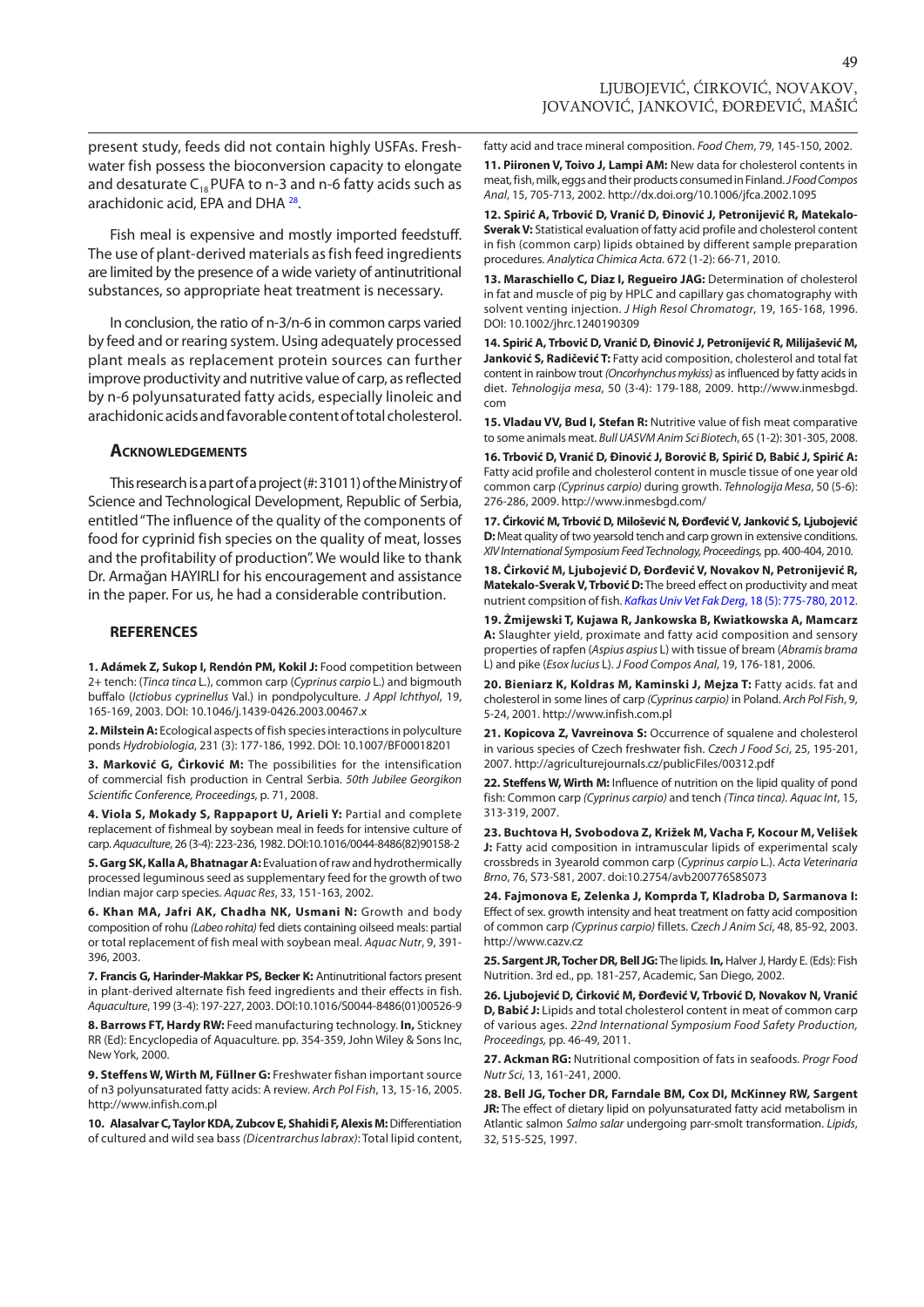present study, feeds did not contain highly USFAs. Freshwater fish possess the bioconversion capacity to elongate and desaturate $C_{18}$ PUFA to n-3 and n-6 fatty acids such as arachidonic acid, EPA and DHA [28].

Fish meal is expensive and mostly imported feedstuff. The use of plant-derived materials as fish feed ingredients are limited by the presence of a wide variety of antinutritional substances, so appropriate heat treatment is necessary.

In conclusion, the ratio of n-3/n-6 in common carps varied by feed and or rearing system. Using adequately processed plant meals as replacement protein sources can further improve productivity and nutritive value of carp, as reflected by n-6 polyunsaturated fatty acids, especially linoleic and arachidonic acids and favorable content of total cholesterol.

## Acknowledgements

This research is a part of a project (#: 31011) of the Ministry of Science and Technological Development, Republic of Serbia, entitled "The influence of the quality of the components of food for cyprinid fish species on the quality of meat, losses and the profitability of production". We would like to thank Dr. Armağan HAYIRLI for his encouragement and assistance in the paper. For us, he had a considerable contribution.

## REFERENCES

**1. Adámek Z, Sukop I, Rendón PM, Kokil J:** Food competition between 2+ tench: (*Tinca tinca* L.), common carp (*Cyprinus carpio* L.) and bigmouth buffalo (*Ictiobus cyprinellus* Val.) in pondpolyculture. *J Appl Ichthyol*, 19, 165-169, 2003. DOI: 10.1046/j.1439-0426.2003.00467.x

**2. Milstein A:** Ecological aspects of fish species interactions in polyculture ponds *Hydrobiologia*, 231 (3): 177-186, 1992. DOI: 10.1007/BF00018201

**3. Marković G, Ćirković M:** The possibilities for the intensification of commercial fish production in Central Serbia. *50th Jubilee Georgikon Scientific Conference, Proceedings*, p. 71, 2008.

**4. Viola S, Mokady S, Rappaport U, Arieli Y:** Partial and complete replacement of fishmeal by soybean meal in feeds for intensive culture of carp. *Aquaculture*, 26 (3-4): 223-236, 1982. DOI:10.1016/0044-8486(82)90158-2

**5. Garg SK, Kalla A, Bhatnagar A:** Evaluation of raw and hydrothermically processed leguminous seed as supplementary feed for the growth of two Indian major carp species. *Aquac Res*, 33, 151-163, 2002.

**6. Khan MA, Jafri AK, Chadha NK, Usmani N:** Growth and body composition of rohu *(Labeo rohita)* fed diets containing oilseed meals: partial or total replacement of fish meal with soybean meal. *Aquac Nutr*, 9, 391-396, 2003.

**7. Francis G, Harinder-Makkar PS, Becker K:** Antinutritional factors present in plant-derived alternate fish feed ingredients and their effects in fish. *Aquaculture*, 199 (3-4): 197-227, 2003. DOI:10.1016/S0044-8486(01)00526-9

**8. Barrows FT, Hardy RW:** Feed manufacturing technology. **In,** Stickney RR (Ed): Encyclopedia of Aquaculture. pp. 354-359, John Wiley & Sons Inc, New York, 2000.

**9. Steffens W, Wirth M, Füllner G:** Freshwater fishan important source of n3 polyunsaturated fatty acids: A review. *Arch Pol Fish*, 13, 15-16, 2005. http://www.infish.com.pl

**10. Alasalvar C, Taylor KDA, Zubcov E, Shahidi F, Alexis M:** Differentiation of cultured and wild sea bass *(Dicentrarchus labrax)*: Total lipid content, fatty acid and trace mineral composition. *Food Chem*, 79, 145-150, 2002.

**11. Piironen V, Toivo J, Lampi AM:** New data for cholesterol contents in meat, fish, milk, eggs and their products consumed in Finland. *J Food Compos Anal*, 15, 705-713, 2002. http://dx.doi.org/10.1006/jfca.2002.1095

**12. Spirić A, Trbović D, Vranić D, Đinović J, Petronijević R, Matekalo-Sverak V:** Statistical evaluation of fatty acid profile and cholesterol content in fish (common carp) lipids obtained by different sample preparation procedures. *Analytica Chimica Acta*. 672 (1-2): 66-71, 2010.

**13. Maraschiello C, Diaz I, Regueiro JAG:** Determination of cholesterol in fat and muscle of pig by HPLC and capillary gas chromatography with solvent venting injection. *J High Resol Chromatogr*, 19, 165-168, 1996. DOI: 10.1002/jhrc.1240190309

**14. Spirić A, Trbović D, Vranić D, Đinović J, Petronijević R, Milijašević M, Janković S, Radičević T:** Fatty acid composition, cholesterol and total fat content in rainbow trout *(Oncorhynchus mykiss)* as influenced by fatty acids in diet. *Tehnologija mesa*, 50 (3-4): 179-188, 2009. http://www.inmesbgd.com

**15. Vladau VV, Bud I, Stefan R:** Nutritive value of fish meat comparative to some animals meat. *Bull UASVM Anim Sci Biotech*, 65 (1-2): 301-305, 2008.

**16. Trbović D, Vranić D, Đinović J, Borović B, Spirić D, Babić J, Spirić A:** Fatty acid profile and cholesterol content in muscle tissue of one year old common carp *(Cyprinus carpio)* during growth. *Tehnologija Mesa*, 50 (5-6): 276-286, 2009. http://www.inmesbgd.com/

**17. Ćirković M, Trbović D, Milošević N, Đorđević V, Janković S, Ljubojević D:** Meat quality of two yearsold tench and carp grown in extensive conditions. *XIV International Symposium Feed Technology, Proceedings*, pp. 400-404, 2010.

**18. Ćirković M, Ljubojević D, Đorđević V, Novakov N, Petronijević R, Matekalo-Sverak V, Trbović D:** The breed effect on productivity and meat nutrient compsition of fish. *Kafkas Univ Vet Fak Derg*, 18 (5): 775-780, 2012.

**19. Żmijewski T, Kujawa R, Jankowska B, Kwiatkowska A, Mamcarz A:** Slaughter yield, proximate and fatty acid composition and sensory properties of rapfen (*Aspius aspius* L) with tissue of bream (*Abramis brama* L) and pike (*Esox lucius* L). *J Food Compos Anal*, 19, 176-181, 2006.

**20. Bieniarz K, Koldras M, Kaminski J, Mejza T:** Fatty acids. fat and cholesterol in some lines of carp *(Cyprinus carpio)* in Poland. *Arch Pol Fish*, 9, 5-24, 2001. http://www.infish.com.pl

**21. Kopicova Z, Vavreinova S:** Occurrence of squalene and cholesterol in various species of Czech freshwater fish. *Czech J Food Sci*, 25, 195-201, 2007. http://agriculturejournals.cz/publicFiles/00312.pdf

**22. Steffens W, Wirth M:** Influence of nutrition on the lipid quality of pond fish: Common carp *(Cyprinus carpio)* and tench *(Tinca tinca)*. *Aquac Int*, 15, 313-319, 2007.

**23. Buchtova H, Svobodova Z, Križek M, Vacha F, Kocour M, Velišek J:** Fatty acid composition in intramuscular lipids of experimental scaly crossbreds in 3yearold common carp (*Cyprinus carpio* L.). *Acta Veterinaria Brno*, 76, S73-S81, 2007. doi:10.2754/avb200776S8S073

**24. Fajmonova E, Zelenka J, Komprda T, Kladroba D, Sarmanova I:** Effect of sex. growth intensity and heat treatment on fatty acid composition of common carp *(Cyprinus carpio)* fillets. *Czech J Anim Sci*, 48, 85-92, 2003. http://www.cazv.cz

**25. Sargent JR, Tocher DR, Bell JG:** The lipids. **In,** Halver J, Hardy E. (Eds): Fish Nutrition. 3rd ed., pp. 181-257, Academic, San Diego, 2002.

**26. Ljubojević D, Ćirković M, Đorđević V, Trbović D, Novakov N, Vranić D, Babić J:** Lipids and total cholesterol content in meat of common carp of various ages. *22nd International Symposium Food Safety Production, Proceedings*, pp. 46-49, 2011.

**27. Ackman RG:** Nutritional composition of fats in seafoods. *Progr Food Nutr Sci*, 13, 161-241, 2000.

**28. Bell JG, Tocher DR, Farndale BM, Cox DI, McKinney RW, Sargent JR:** The effect of dietary lipid on polyunsaturated fatty acid metabolism in Atlantic salmon *Salmo salar* undergoing parr-smolt transformation. *Lipids*, 32, 515-525, 1997.